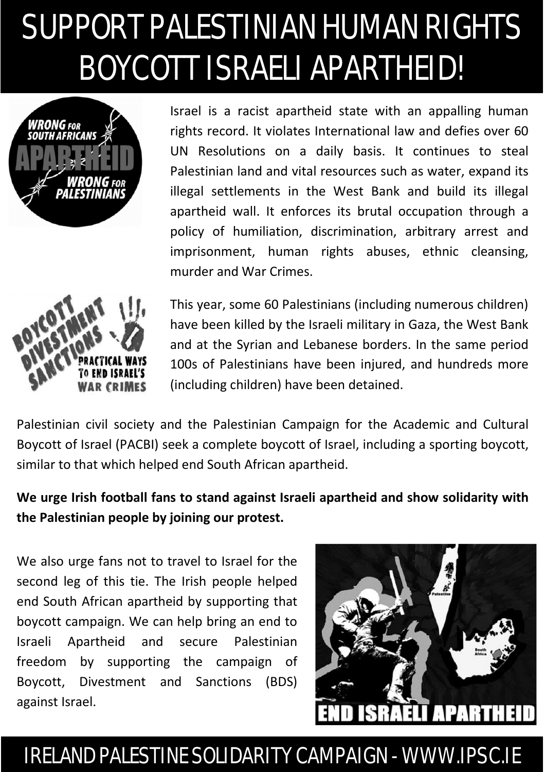# SUPPORT PALESTINIAN HUMAN RIGHTS BOYCOTT ISRAELI APARTHEID!

Israel is a racist apartheid state with an appalling human rights record. It violates International law and defies over 60 UN Resolutions on a daily basis. It continues to steal Palestinian land and vital resources such as water, expand its illegal settlements in the West Bank and build its illegal apartheid wall. It enforces its brutal occupation through a policy of humiliation, discrimination, arbitrary arrest and imprisonment, human rights abuses, ethnic cleansing, murder and War Crimes.

This year, some 60 Palestinians (including numerous children) have been killed by the Israeli military in Gaza, the West Bank and at the Syrian and Lebanese borders. In the same period 100s of Palestinians have been injured, and hundreds more (including children) have been detained.

Palestinian civil society and the Palestinian Campaign for the Academic and Cultural Boycott of Israel (PACBI) seek a complete boycott of Israel, including a sporting boycott, similar to that which helped end South African apartheid.

**We urge Irish football fans to stand against Israeli apartheid and show solidarity with the Palestinian people by joining our protest.**

We also urge fans not to travel to Israel for the second leg of this tie. The Irish people helped end South African apartheid by supporting that boycott campaign. We can help bring an end to Israeli Apartheid and secure Palestinian freedom by supporting the campaign of Boycott, Divestment and Sanctions (BDS) against Israel.

IRELAND PALESTINE SOLIDARITY CAMPAIGN - WWW.IPSC.IE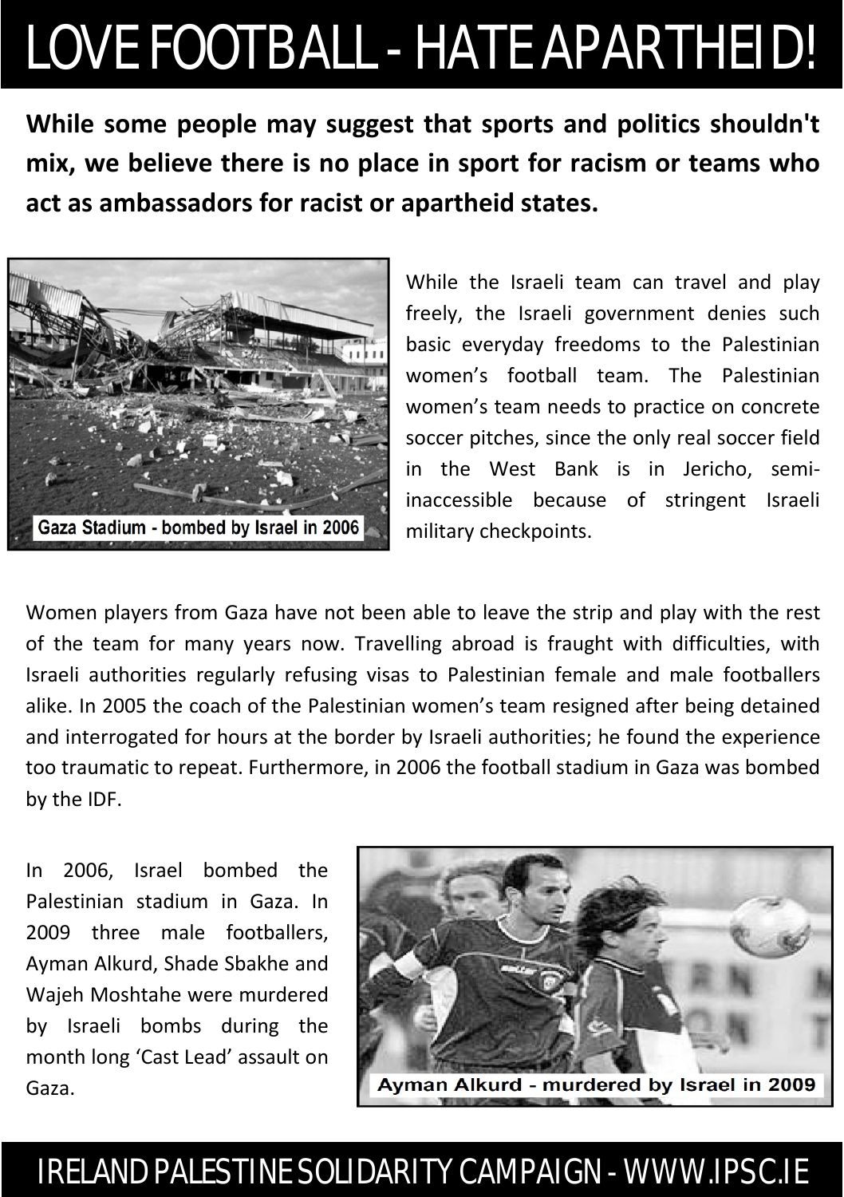# LOVE FOOTBALL - HATE APARTHEID!

**While some people may suggest that sports and politics shouldn't mix, we believe there is no place in sport for racism or teams who act as ambassadors for racist or apartheid states.**

Gaza Stadium - bombed by Israel in 2006

While the Israeli team can travel and play freely, the Israeli government denies such basic everyday freedoms to the Palestinian women's football team. The Palestinian women's team needs to practice on concrete soccer pitches, since the only real soccer field in the West Bank is in Jericho, semi-inaccessible because of stringent Israeli military checkpoints.

Women players from Gaza have not been able to leave the strip and play with the rest of the team for many years now. Travelling abroad is fraught with difficulties, with Israeli authorities regularly refusing visas to Palestinian female and male footballers alike. In 2005 the coach of the Palestinian women's team resigned after being detained and interrogated for hours at the border by Israeli authorities; he found the experience too traumatic to repeat. Furthermore, in 2006 the football stadium in Gaza was bombed by the IDF.

In 2006, Israel bombed the Palestinian stadium in Gaza. In 2009 three male footballers, Ayman Alkurd, Shade Sbakhe and Wajeh Moshtahe were murdered by Israeli bombs during the month long 'Cast Lead' assault on Gaza.

Ayman Alkurd - murdered by Israel in 2009